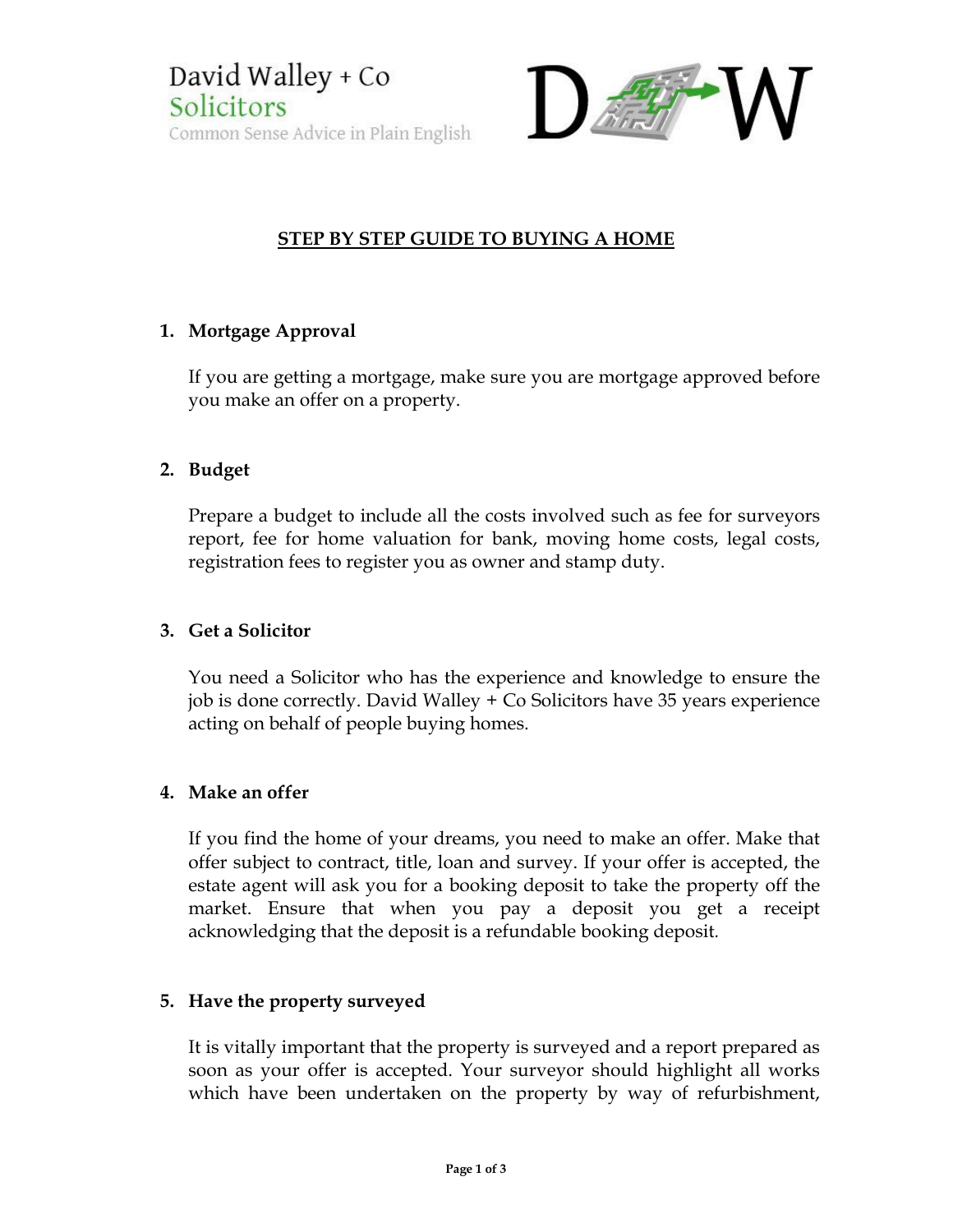David Walley + Co
Solicitors
Common Sense Advice in Plain English

# STEP BY STEP GUIDE TO BUYING A HOME

## 1. Mortgage Approval

If you are getting a mortgage, make sure you are mortgage approved before you make an offer on a property.

## 2. Budget

Prepare a budget to include all the costs involved such as fee for surveyors report, fee for home valuation for bank, moving home costs, legal costs, registration fees to register you as owner and stamp duty.

## 3. Get a Solicitor

You need a Solicitor who has the experience and knowledge to ensure the job is done correctly. David Walley + Co Solicitors have 35 years experience acting on behalf of people buying homes.

## 4. Make an offer

If you find the home of your dreams, you need to make an offer. Make that offer subject to contract, title, loan and survey. If your offer is accepted, the estate agent will ask you for a booking deposit to take the property off the market. Ensure that when you pay a deposit you get a receipt acknowledging that the deposit is a refundable booking deposit.

## 5. Have the property surveyed

It is vitally important that the property is surveyed and a report prepared as soon as your offer is accepted. Your surveyor should highlight all works which have been undertaken on the property by way of refurbishment,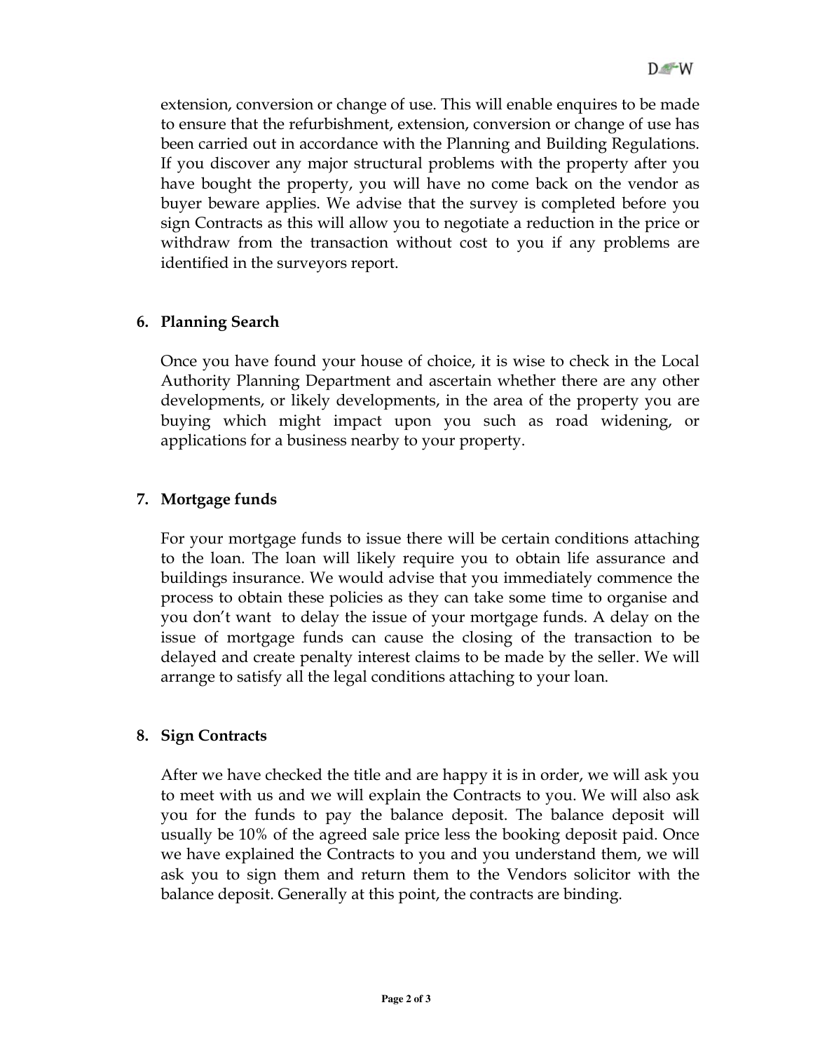extension, conversion or change of use. This will enable enquires to be made to ensure that the refurbishment, extension, conversion or change of use has been carried out in accordance with the Planning and Building Regulations. If you discover any major structural problems with the property after you have bought the property, you will have no come back on the vendor as buyer beware applies. We advise that the survey is completed before you sign Contracts as this will allow you to negotiate a reduction in the price or withdraw from the transaction without cost to you if any problems are identified in the surveyors report.

**6. Planning Search**

Once you have found your house of choice, it is wise to check in the Local Authority Planning Department and ascertain whether there are any other developments, or likely developments, in the area of the property you are buying which might impact upon you such as road widening, or applications for a business nearby to your property.

**7. Mortgage funds**

For your mortgage funds to issue there will be certain conditions attaching to the loan. The loan will likely require you to obtain life assurance and buildings insurance. We would advise that you immediately commence the process to obtain these policies as they can take some time to organise and you don't want to delay the issue of your mortgage funds. A delay on the issue of mortgage funds can cause the closing of the transaction to be delayed and create penalty interest claims to be made by the seller. We will arrange to satisfy all the legal conditions attaching to your loan.

**8. Sign Contracts**

After we have checked the title and are happy it is in order, we will ask you to meet with us and we will explain the Contracts to you. We will also ask you for the funds to pay the balance deposit. The balance deposit will usually be 10% of the agreed sale price less the booking deposit paid. Once we have explained the Contracts to you and you understand them, we will ask you to sign them and return them to the Vendors solicitor with the balance deposit. Generally at this point, the contracts are binding.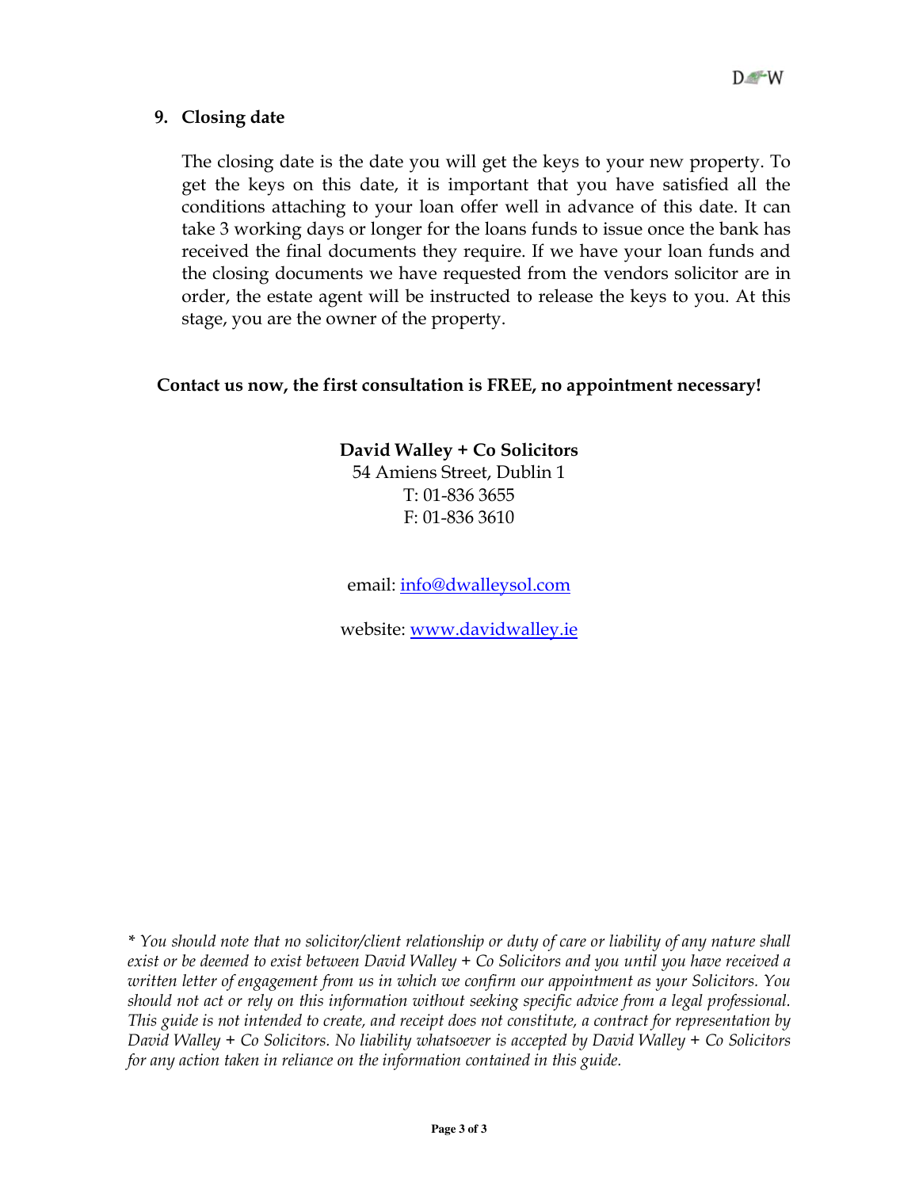## 9. Closing date

The closing date is the date you will get the keys to your new property. To get the keys on this date, it is important that you have satisfied all the conditions attaching to your loan offer well in advance of this date. It can take 3 working days or longer for the loans funds to issue once the bank has received the final documents they require. If we have your loan funds and the closing documents we have requested from the vendors solicitor are in order, the estate agent will be instructed to release the keys to you. At this stage, you are the owner of the property.

**Contact us now, the first consultation is FREE, no appointment necessary!**

**David Walley + Co Solicitors**
54 Amiens Street, Dublin 1
T: 01-836 3655
F: 01-836 3610

email: info@dwalleysol.com

website: www.davidwalley.ie

*\* You should note that no solicitor/client relationship or duty of care or liability of any nature shall exist or be deemed to exist between David Walley + Co Solicitors and you until you have received a written letter of engagement from us in which we confirm our appointment as your Solicitors. You should not act or rely on this information without seeking specific advice from a legal professional. This guide is not intended to create, and receipt does not constitute, a contract for representation by David Walley + Co Solicitors. No liability whatsoever is accepted by David Walley + Co Solicitors for any action taken in reliance on the information contained in this guide.*